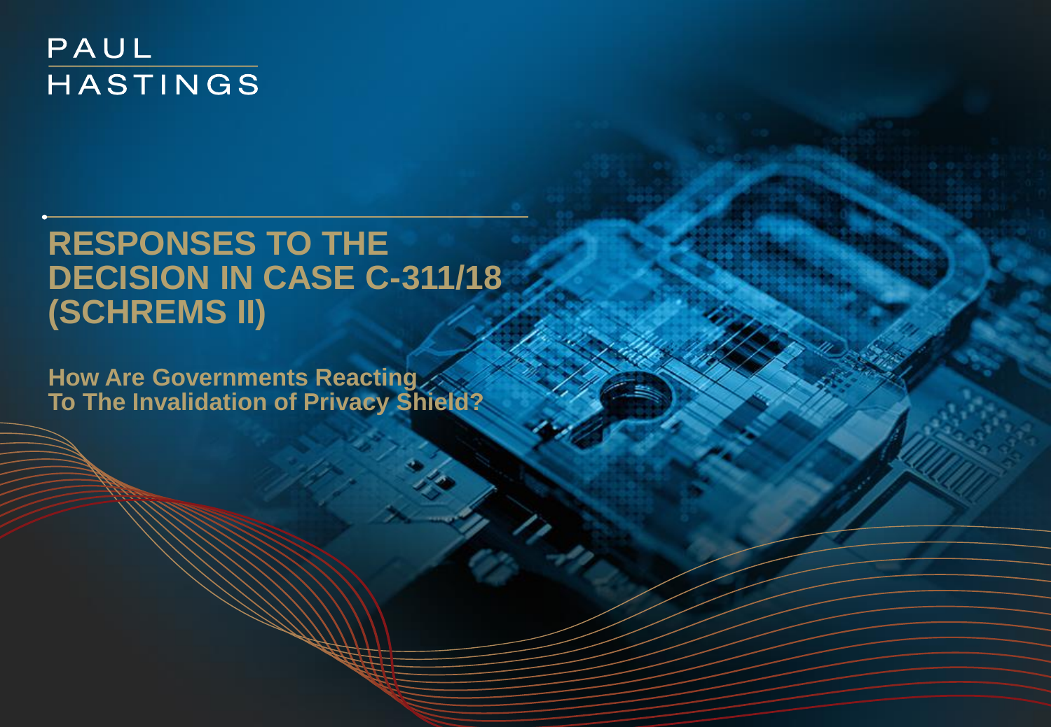PAUL HASTINGS

# RESPONSES TO THE DECISION IN CASE C-311/18 (SCHREMS II)

## How Are Governments Reacting To The Invalidation of Privacy Shield?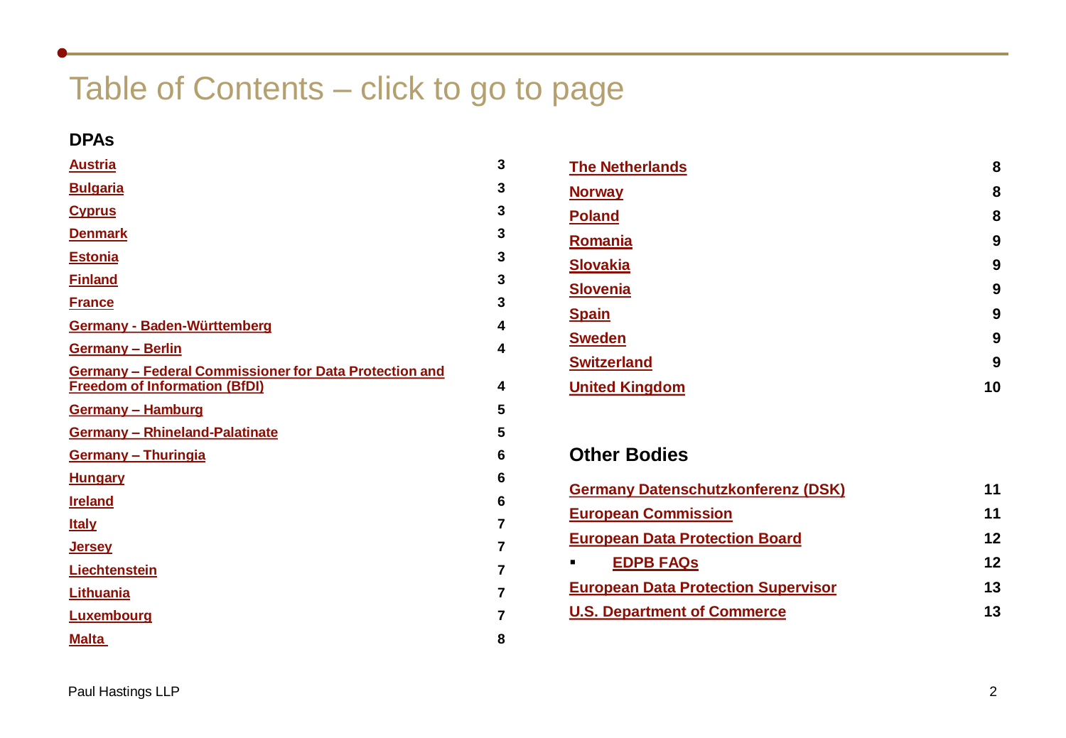# Table of Contents – click to go to page

## DPAs

| Name | Page |
|---|---|
| Austria | 3 |
| Bulgaria | 3 |
| Cyprus | 3 |
| Denmark | 3 |
| Estonia | 3 |
| Finland | 3 |
| France | 3 |
| Germany - Baden-Württemberg | 4 |
| Germany – Berlin | 4 |
| Germany – Federal Commissioner for Data Protection and Freedom of Information (BfDI) | 4 |
| Germany – Hamburg | 5 |
| Germany – Rhineland-Palatinate | 5 |
| Germany – Thuringia | 6 |
| Hungary | 6 |
| Ireland | 6 |
| Italy | 7 |
| Jersey | 7 |
| Liechtenstein | 7 |
| Lithuania | 7 |
| Luxembourg | 7 |
| Malta | 8 |
| The Netherlands | 8 |
| Norway | 8 |
| Poland | 8 |
| Romania | 9 |
| Slovakia | 9 |
| Slovenia | 9 |
| Spain | 9 |
| Sweden | 9 |
| Switzerland | 9 |
| United Kingdom | 10 |

## Other Bodies

| Name | Page |
|---|---|
| Germany Datenschutzkonferenz (DSK) | 11 |
| European Commission | 11 |
| European Data Protection Board | 12 |
| ▪ EDPB FAQs | 12 |
| European Data Protection Supervisor | 13 |
| U.S. Department of Commerce | 13 |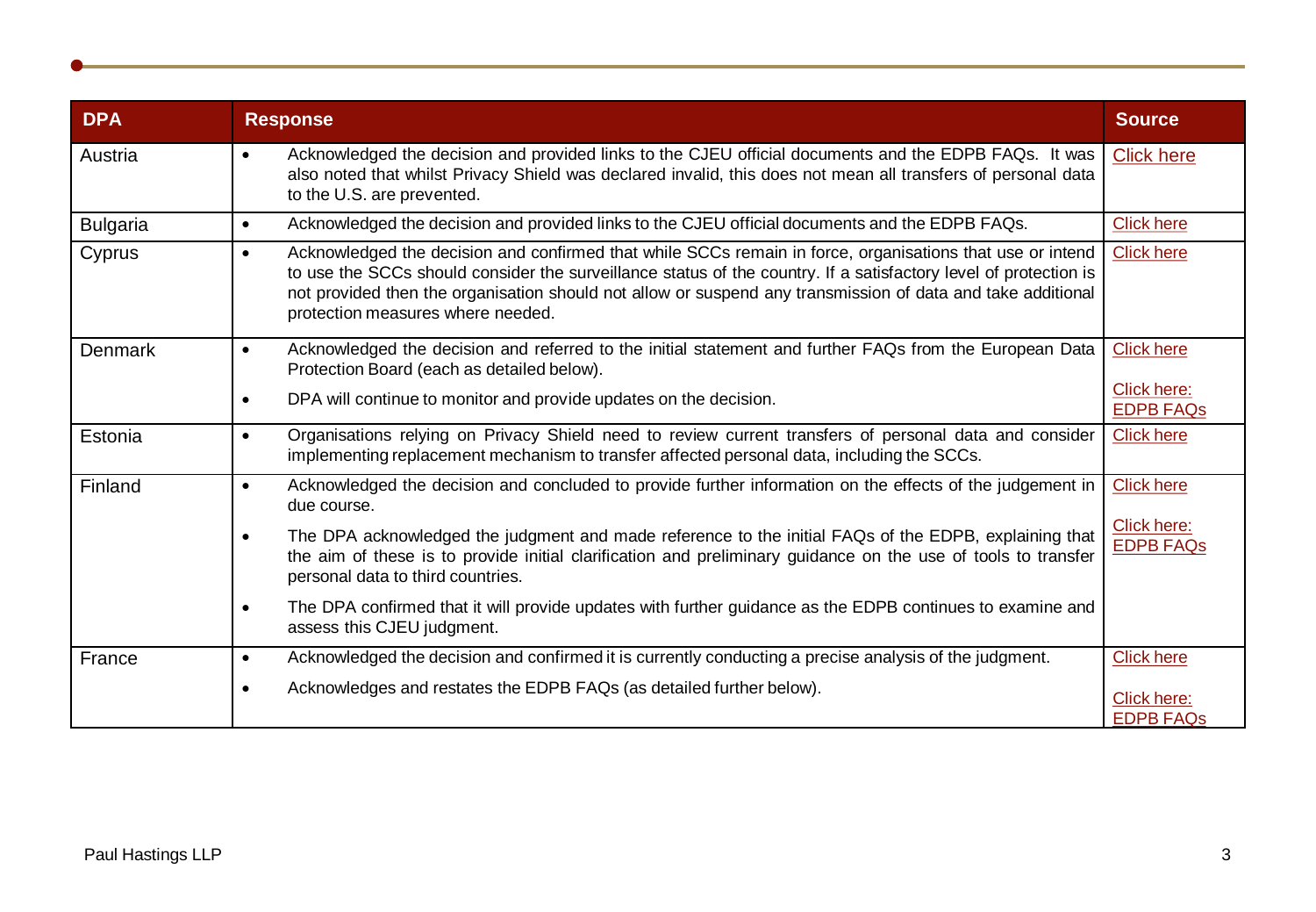| DPA | Response | Source |
|---|---|---|
| Austria | • Acknowledged the decision and provided links to the CJEU official documents and the EDPB FAQs. It was also noted that whilst Privacy Shield was declared invalid, this does not mean all transfers of personal data to the U.S. are prevented. | Click here |
| Bulgaria | • Acknowledged the decision and provided links to the CJEU official documents and the EDPB FAQs. | Click here |
| Cyprus | • Acknowledged the decision and confirmed that while SCCs remain in force, organisations that use or intend to use the SCCs should consider the surveillance status of the country. If a satisfactory level of protection is not provided then the organisation should not allow or suspend any transmission of data and take additional protection measures where needed. | Click here |
| Denmark | • Acknowledged the decision and referred to the initial statement and further FAQs from the European Data Protection Board (each as detailed below).<br>• DPA will continue to monitor and provide updates on the decision. | Click here<br>Click here: EDPB FAQs |
| Estonia | • Organisations relying on Privacy Shield need to review current transfers of personal data and consider implementing replacement mechanism to transfer affected personal data, including the SCCs. | Click here |
| Finland | • Acknowledged the decision and concluded to provide further information on the effects of the judgement in due course.<br>• The DPA acknowledged the judgment and made reference to the initial FAQs of the EDPB, explaining that the aim of these is to provide initial clarification and preliminary guidance on the use of tools to transfer personal data to third countries.<br>• The DPA confirmed that it will provide updates with further guidance as the EDPB continues to examine and assess this CJEU judgment. | Click here<br>Click here: EDPB FAQs |
| France | • Acknowledged the decision and confirmed it is currently conducting a precise analysis of the judgment.<br>• Acknowledges and restates the EDPB FAQs (as detailed further below). | Click here<br>Click here: EDPB FAQs |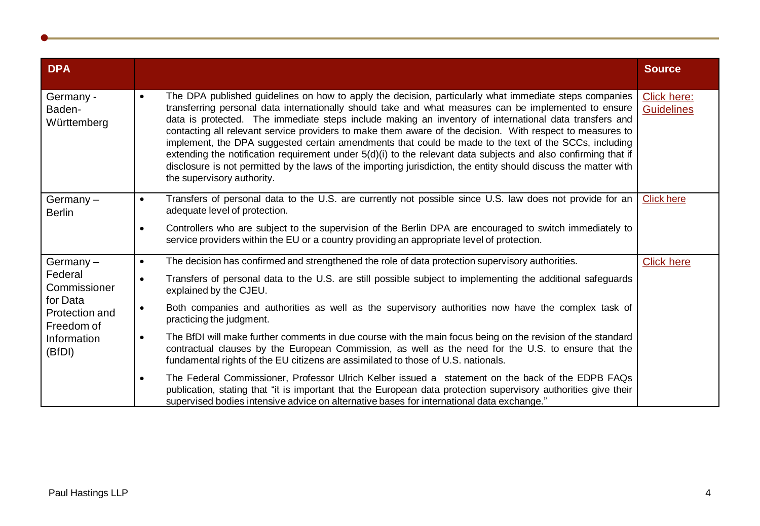| DPA | | Source |
|---|---|---|
| Germany - Baden-Württemberg | • The DPA published guidelines on how to apply the decision, particularly what immediate steps companies transferring personal data internationally should take and what measures can be implemented to ensure data is protected. The immediate steps include making an inventory of international data transfers and contacting all relevant service providers to make them aware of the decision. With respect to measures to implement, the DPA suggested certain amendments that could be made to the text of the SCCs, including extending the notification requirement under 5(d)(i) to the relevant data subjects and also confirming that if disclosure is not permitted by the laws of the importing jurisdiction, the entity should discuss the matter with the supervisory authority. | Click here: Guidelines |
| Germany – Berlin | • Transfers of personal data to the U.S. are currently not possible since U.S. law does not provide for an adequate level of protection.<br>• Controllers who are subject to the supervision of the Berlin DPA are encouraged to switch immediately to service providers within the EU or a country providing an appropriate level of protection. | Click here |
| Germany – Federal Commissioner for Data Protection and Freedom of Information (BfDI) | • The decision has confirmed and strengthened the role of data protection supervisory authorities.<br>• Transfers of personal data to the U.S. are still possible subject to implementing the additional safeguards explained by the CJEU.<br>• Both companies and authorities as well as the supervisory authorities now have the complex task of practicing the judgment.<br>• The BfDI will make further comments in due course with the main focus being on the revision of the standard contractual clauses by the European Commission, as well as the need for the U.S. to ensure that the fundamental rights of the EU citizens are assimilated to those of U.S. nationals.<br>• The Federal Commissioner, Professor Ulrich Kelber issued a statement on the back of the EDPB FAQs publication, stating that "it is important that the European data protection supervisory authorities give their supervised bodies intensive advice on alternative bases for international data exchange." | Click here |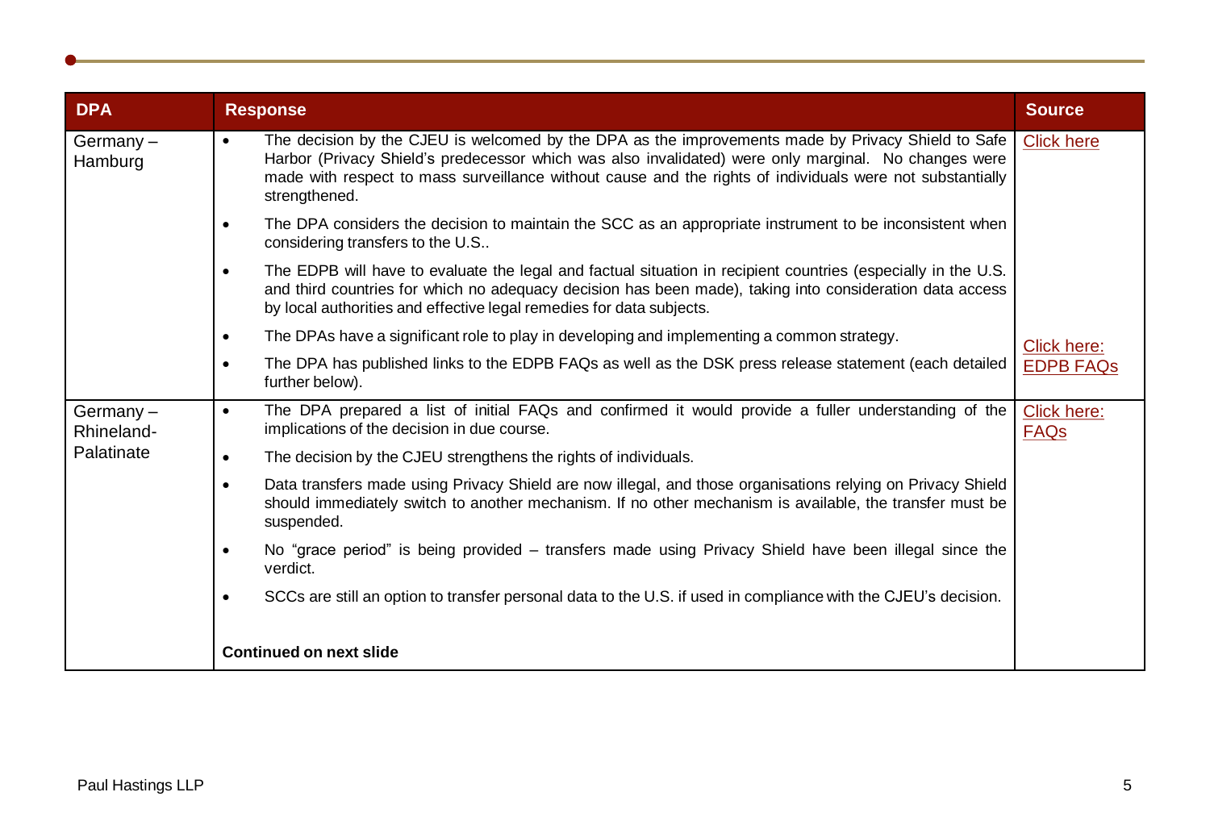| DPA | Response | Source |
|---|---|---|
| Germany – Hamburg | • The decision by the CJEU is welcomed by the DPA as the improvements made by Privacy Shield to Safe Harbor (Privacy Shield's predecessor which was also invalidated) were only marginal. No changes were made with respect to mass surveillance without cause and the rights of individuals were not substantially strengthened.<br>• The DPA considers the decision to maintain the SCC as an appropriate instrument to be inconsistent when considering transfers to the U.S..<br>• The EDPB will have to evaluate the legal and factual situation in recipient countries (especially in the U.S. and third countries for which no adequacy decision has been made), taking into consideration data access by local authorities and effective legal remedies for data subjects.<br>• The DPAs have a significant role to play in developing and implementing a common strategy.<br>• The DPA has published links to the EDPB FAQs as well as the DSK press release statement (each detailed further below). | Click here<br><br>Click here: EDPB FAQs |
| Germany – Rhineland-Palatinate | • The DPA prepared a list of initial FAQs and confirmed it would provide a fuller understanding of the implications of the decision in due course.<br>• The decision by the CJEU strengthens the rights of individuals.<br>• Data transfers made using Privacy Shield are now illegal, and those organisations relying on Privacy Shield should immediately switch to another mechanism. If no other mechanism is available, the transfer must be suspended.<br>• No "grace period" is being provided – transfers made using Privacy Shield have been illegal since the verdict.<br>• SCCs are still an option to transfer personal data to the U.S. if used in compliance with the CJEU's decision.<br><br>**Continued on next slide** | Click here: FAQs |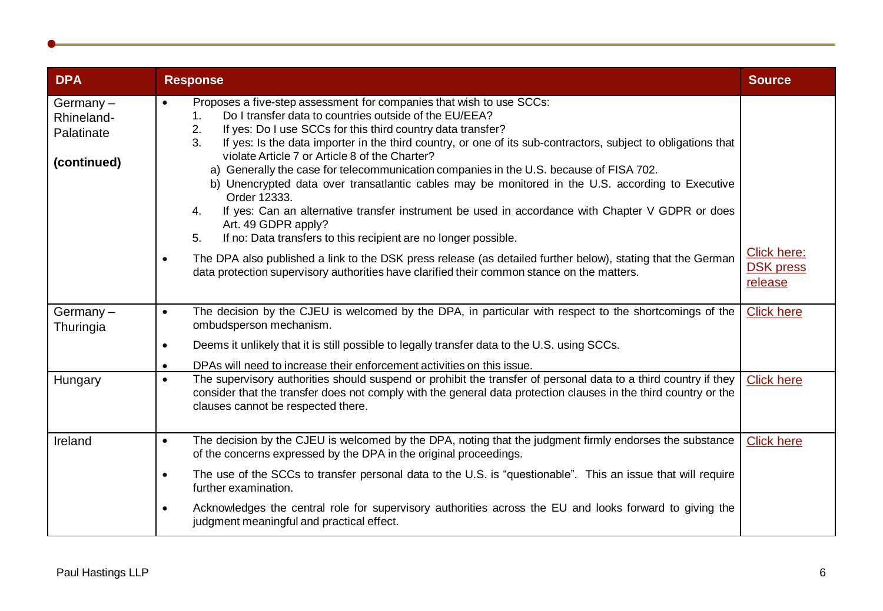| DPA | Response | Source |
|---|---|---|
| Germany – Rhineland-Palatinate<br><br>**(continued)** | • Proposes a five-step assessment for companies that wish to use SCCs:<br>1. Do I transfer data to countries outside of the EU/EEA?<br>2. If yes: Do I use SCCs for this third country data transfer?<br>3. If yes: Is the data importer in the third country, or one of its sub-contractors, subject to obligations that violate Article 7 or Article 8 of the Charter?<br>a) Generally the case for telecommunication companies in the U.S. because of FISA 702.<br>b) Unencrypted data over transatlantic cables may be monitored in the U.S. according to Executive Order 12333.<br>4. If yes: Can an alternative transfer instrument be used in accordance with Chapter V GDPR or does Art. 49 GDPR apply?<br>5. If no: Data transfers to this recipient are no longer possible.<br>• The DPA also published a link to the DSK press release (as detailed further below), stating that the German data protection supervisory authorities have clarified their common stance on the matters. | Click here: DSK press release |
| Germany – Thuringia | • The decision by the CJEU is welcomed by the DPA, in particular with respect to the shortcomings of the ombudsperson mechanism.<br>• Deems it unlikely that it is still possible to legally transfer data to the U.S. using SCCs.<br>• DPAs will need to increase their enforcement activities on this issue. | Click here |
| Hungary | • The supervisory authorities should suspend or prohibit the transfer of personal data to a third country if they consider that the transfer does not comply with the general data protection clauses in the third country or the clauses cannot be respected there. | Click here |
| Ireland | • The decision by the CJEU is welcomed by the DPA, noting that the judgment firmly endorses the substance of the concerns expressed by the DPA in the original proceedings.<br>• The use of the SCCs to transfer personal data to the U.S. is "questionable". This an issue that will require further examination.<br>• Acknowledges the central role for supervisory authorities across the EU and looks forward to giving the judgment meaningful and practical effect. | Click here |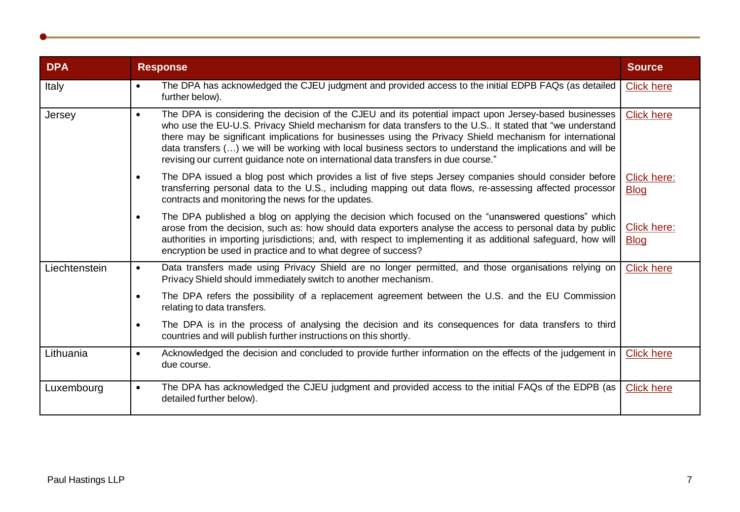| DPA | Response | Source |
|---|---|---|
| Italy | • The DPA has acknowledged the CJEU judgment and provided access to the initial EDPB FAQs (as detailed further below). | Click here |
| Jersey | • The DPA is considering the decision of the CJEU and its potential impact upon Jersey-based businesses who use the EU-U.S. Privacy Shield mechanism for data transfers to the U.S.. It stated that "we understand there may be significant implications for businesses using the Privacy Shield mechanism for international data transfers (…) we will be working with local business sectors to understand the implications and will be revising our current guidance note on international data transfers in due course." | Click here |
| | • The DPA issued a blog post which provides a list of five steps Jersey companies should consider before transferring personal data to the U.S., including mapping out data flows, re-assessing affected processor contracts and monitoring the news for the updates. | Click here: Blog |
| | • The DPA published a blog on applying the decision which focused on the "unanswered questions" which arose from the decision, such as: how should data exporters analyse the access to personal data by public authorities in importing jurisdictions; and, with respect to implementing it as additional safeguard, how will encryption be used in practice and to what degree of success? | Click here: Blog |
| Liechtenstein | • Data transfers made using Privacy Shield are no longer permitted, and those organisations relying on Privacy Shield should immediately switch to another mechanism. | Click here |
| | • The DPA refers the possibility of a replacement agreement between the U.S. and the EU Commission relating to data transfers. | |
| | • The DPA is in the process of analysing the decision and its consequences for data transfers to third countries and will publish further instructions on this shortly. | |
| Lithuania | • Acknowledged the decision and concluded to provide further information on the effects of the judgement in due course. | Click here |
| Luxembourg | • The DPA has acknowledged the CJEU judgment and provided access to the initial FAQs of the EDPB (as detailed further below). | Click here |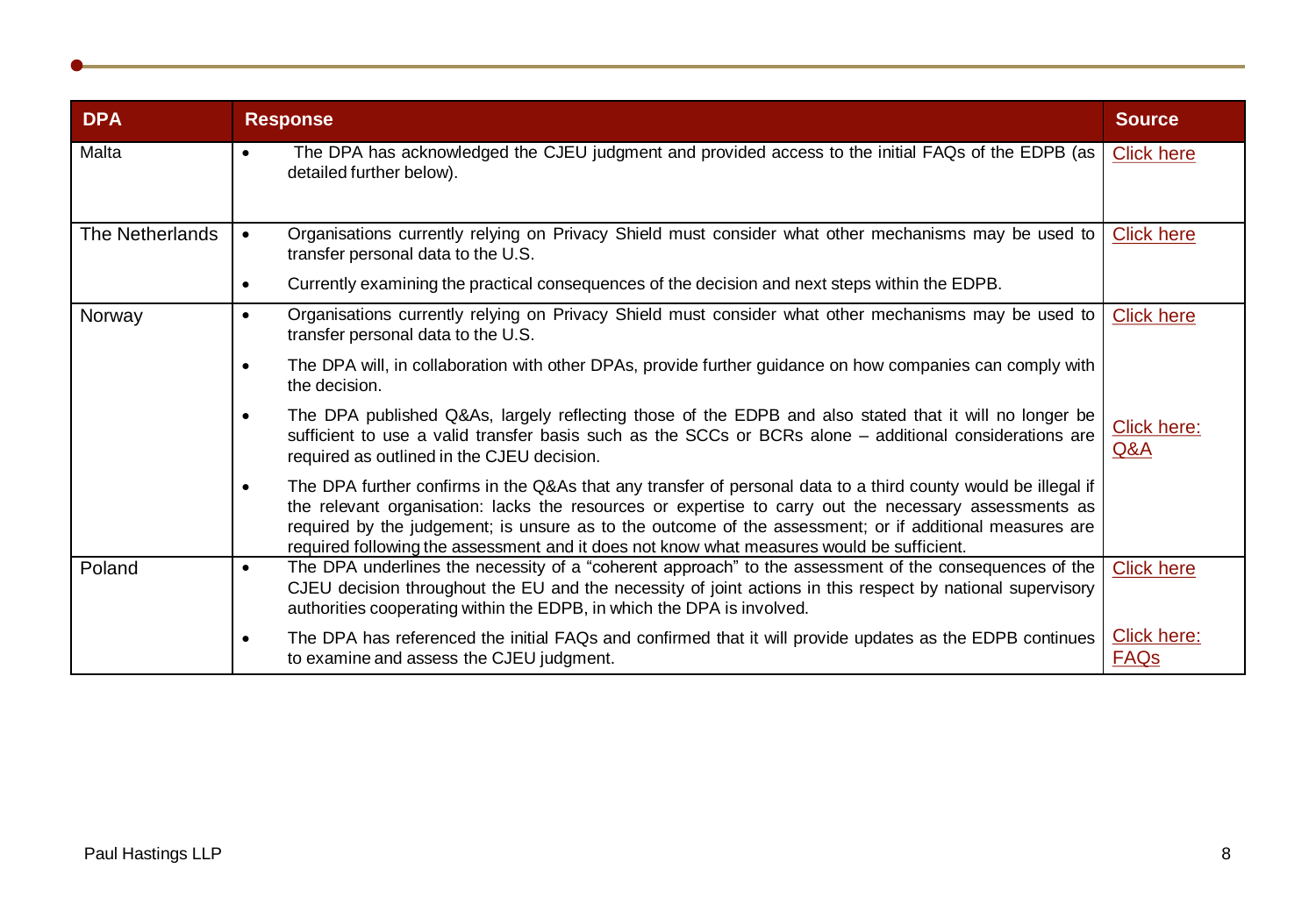| DPA | Response | Source |
|---|---|---|
| Malta | • The DPA has acknowledged the CJEU judgment and provided access to the initial FAQs of the EDPB (as detailed further below). | Click here |
| The Netherlands | • Organisations currently relying on Privacy Shield must consider what other mechanisms may be used to transfer personal data to the U.S.<br>• Currently examining the practical consequences of the decision and next steps within the EDPB. | Click here |
| Norway | • Organisations currently relying on Privacy Shield must consider what other mechanisms may be used to transfer personal data to the U.S.<br>• The DPA will, in collaboration with other DPAs, provide further guidance on how companies can comply with the decision.<br>• The DPA published Q&As, largely reflecting those of the EDPB and also stated that it will no longer be sufficient to use a valid transfer basis such as the SCCs or BCRs alone – additional considerations are required as outlined in the CJEU decision.<br>• The DPA further confirms in the Q&As that any transfer of personal data to a third county would be illegal if the relevant organisation: lacks the resources or expertise to carry out the necessary assessments as required by the judgement; is unsure as to the outcome of the assessment; or if additional measures are required following the assessment and it does not know what measures would be sufficient. | Click here<br><br>Click here: Q&A |
| Poland | • The DPA underlines the necessity of a "coherent approach" to the assessment of the consequences of the CJEU decision throughout the EU and the necessity of joint actions in this respect by national supervisory authorities cooperating within the EDPB, in which the DPA is involved.<br>• The DPA has referenced the initial FAQs and confirmed that it will provide updates as the EDPB continues to examine and assess the CJEU judgment. | Click here<br><br>Click here: FAQs |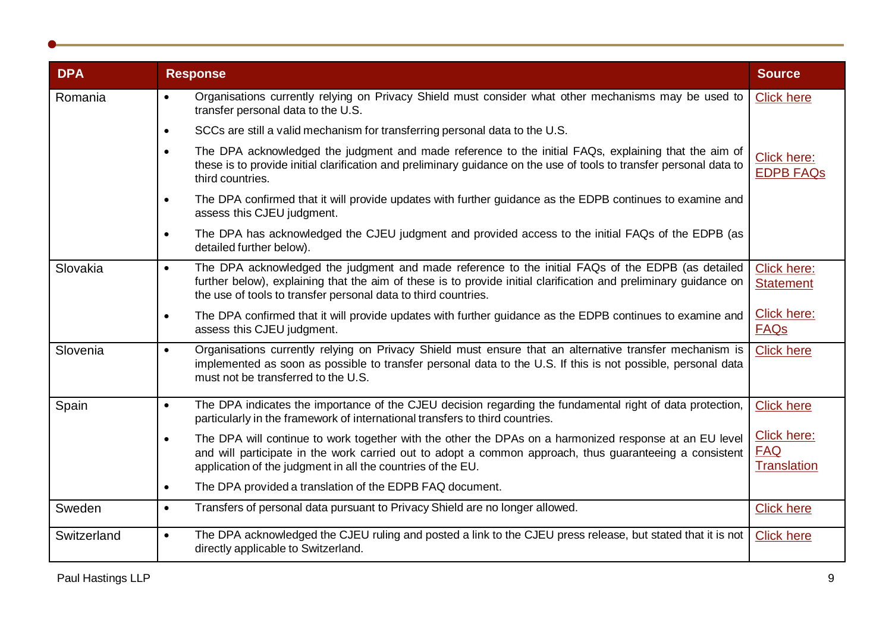| DPA | Response | Source |
|---|---|---|
| Romania | • Organisations currently relying on Privacy Shield must consider what other mechanisms may be used to transfer personal data to the U.S.<br>• SCCs are still a valid mechanism for transferring personal data to the U.S.<br>• The DPA acknowledged the judgment and made reference to the initial FAQs, explaining that the aim of these is to provide initial clarification and preliminary guidance on the use of tools to transfer personal data to third countries.<br>• The DPA confirmed that it will provide updates with further guidance as the EDPB continues to examine and assess this CJEU judgment.<br>• The DPA has acknowledged the CJEU judgment and provided access to the initial FAQs of the EDPB (as detailed further below). | Click here<br><br>Click here: EDPB FAQs |
| Slovakia | • The DPA acknowledged the judgment and made reference to the initial FAQs of the EDPB (as detailed further below), explaining that the aim of these is to provide initial clarification and preliminary guidance on the use of tools to transfer personal data to third countries.<br>• The DPA confirmed that it will provide updates with further guidance as the EDPB continues to examine and assess this CJEU judgment. | Click here: Statement<br><br>Click here: FAQs |
| Slovenia | • Organisations currently relying on Privacy Shield must ensure that an alternative transfer mechanism is implemented as soon as possible to transfer personal data to the U.S. If this is not possible, personal data must not be transferred to the U.S. | Click here |
| Spain | • The DPA indicates the importance of the CJEU decision regarding the fundamental right of data protection, particularly in the framework of international transfers to third countries.<br>• The DPA will continue to work together with the other DPAs on a harmonized response at an EU level and will participate in the work carried out to adopt a common approach, thus guaranteeing a consistent application of the judgment in all the countries of the EU.<br>• The DPA provided a translation of the EDPB FAQ document. | Click here<br><br>Click here: FAQ Translation |
| Sweden | • Transfers of personal data pursuant to Privacy Shield are no longer allowed. | Click here |
| Switzerland | • The DPA acknowledged the CJEU ruling and posted a link to the CJEU press release, but stated that it is not directly applicable to Switzerland. | Click here |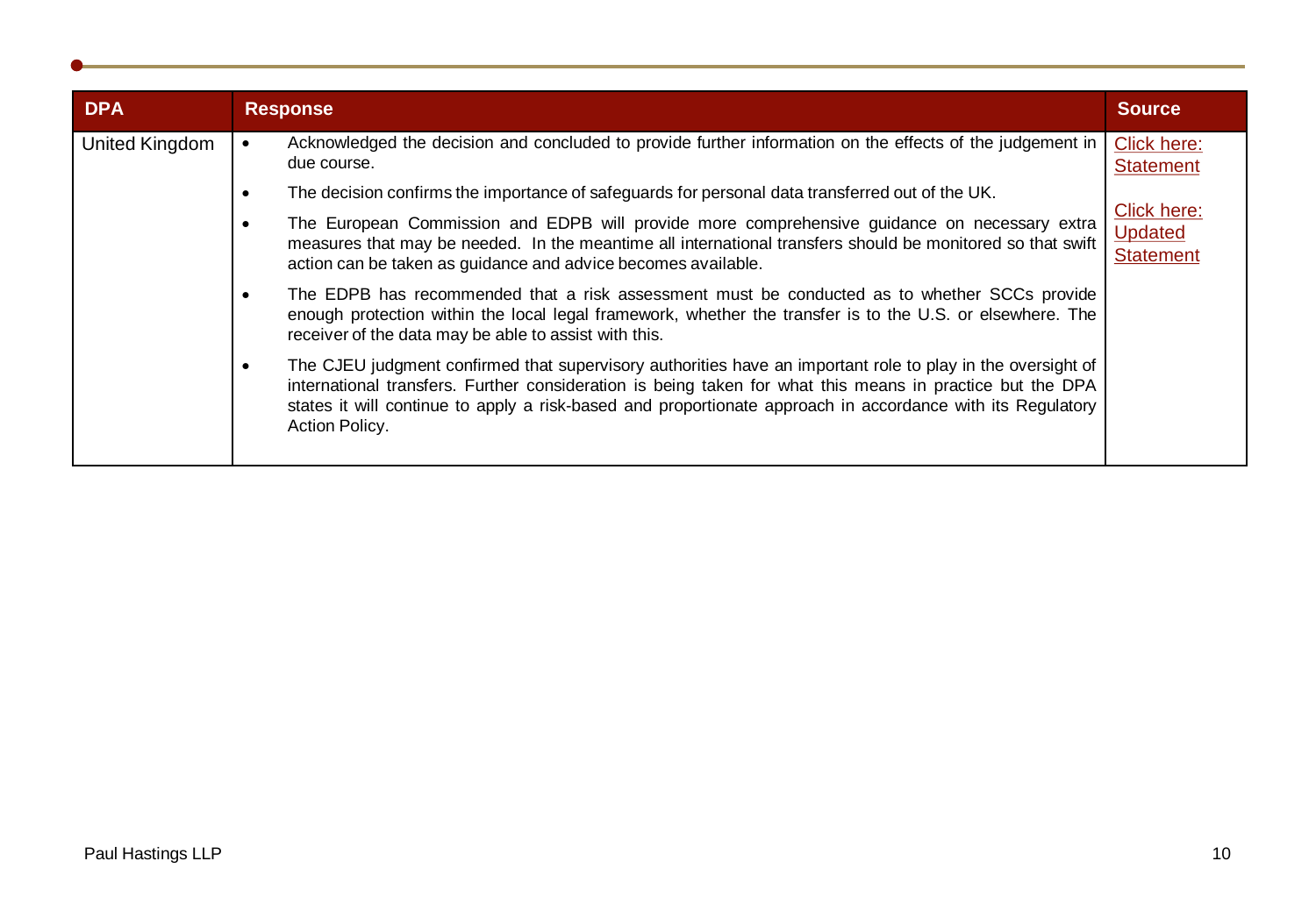| DPA | Response | Source |
|---|---|---|
| United Kingdom | • Acknowledged the decision and concluded to provide further information on the effects of the judgement in due course.<br>• The decision confirms the importance of safeguards for personal data transferred out of the UK.<br>• The European Commission and EDPB will provide more comprehensive guidance on necessary extra measures that may be needed. In the meantime all international transfers should be monitored so that swift action can be taken as guidance and advice becomes available.<br>• The EDPB has recommended that a risk assessment must be conducted as to whether SCCs provide enough protection within the local legal framework, whether the transfer is to the U.S. or elsewhere. The receiver of the data may be able to assist with this.<br>• The CJEU judgment confirmed that supervisory authorities have an important role to play in the oversight of international transfers. Further consideration is being taken for what this means in practice but the DPA states it will continue to apply a risk-based and proportionate approach in accordance with its Regulatory Action Policy. | Click here: Statement<br><br>Click here: Updated Statement |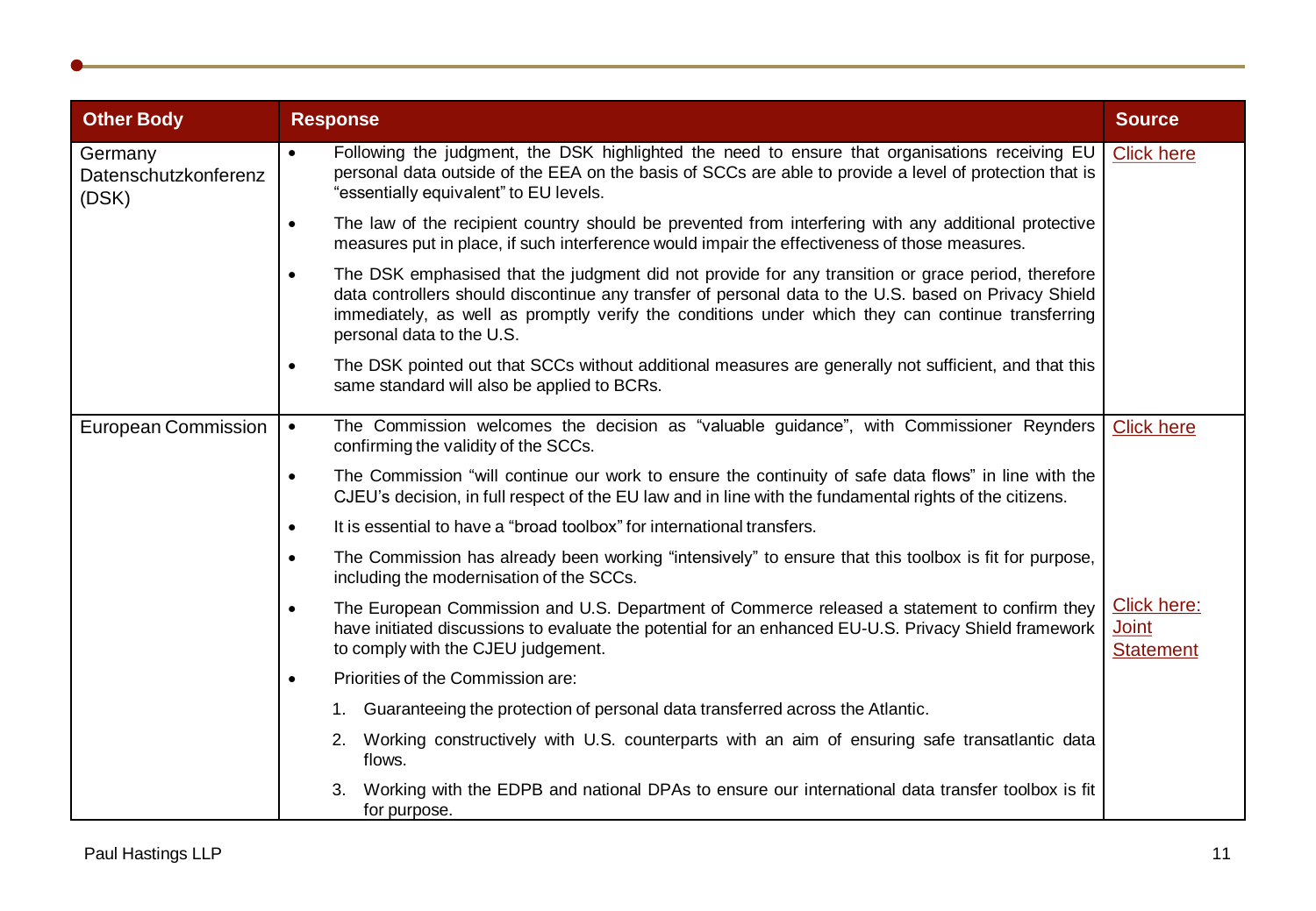| Other Body | Response | Source |
|---|---|---|
| Germany Datenschutzkonferenz (DSK) | • Following the judgment, the DSK highlighted the need to ensure that organisations receiving EU personal data outside of the EEA on the basis of SCCs are able to provide a level of protection that is "essentially equivalent" to EU levels.<br>• The law of the recipient country should be prevented from interfering with any additional protective measures put in place, if such interference would impair the effectiveness of those measures.<br>• The DSK emphasised that the judgment did not provide for any transition or grace period, therefore data controllers should discontinue any transfer of personal data to the U.S. based on Privacy Shield immediately, as well as promptly verify the conditions under which they can continue transferring personal data to the U.S.<br>• The DSK pointed out that SCCs without additional measures are generally not sufficient, and that this same standard will also be applied to BCRs. | Click here |
| European Commission | • The Commission welcomes the decision as "valuable guidance", with Commissioner Reynders confirming the validity of the SCCs.<br>• The Commission "will continue our work to ensure the continuity of safe data flows" in line with the CJEU's decision, in full respect of the EU law and in line with the fundamental rights of the citizens.<br>• It is essential to have a "broad toolbox" for international transfers.<br>• The Commission has already been working "intensively" to ensure that this toolbox is fit for purpose, including the modernisation of the SCCs. | Click here |
| | • The European Commission and U.S. Department of Commerce released a statement to confirm they have initiated discussions to evaluate the potential for an enhanced EU-U.S. Privacy Shield framework to comply with the CJEU judgement.<br>• Priorities of the Commission are:<br>1. Guaranteeing the protection of personal data transferred across the Atlantic.<br>2. Working constructively with U.S. counterparts with an aim of ensuring safe transatlantic data flows.<br>3. Working with the EDPB and national DPAs to ensure our international data transfer toolbox is fit for purpose. | Click here: Joint Statement |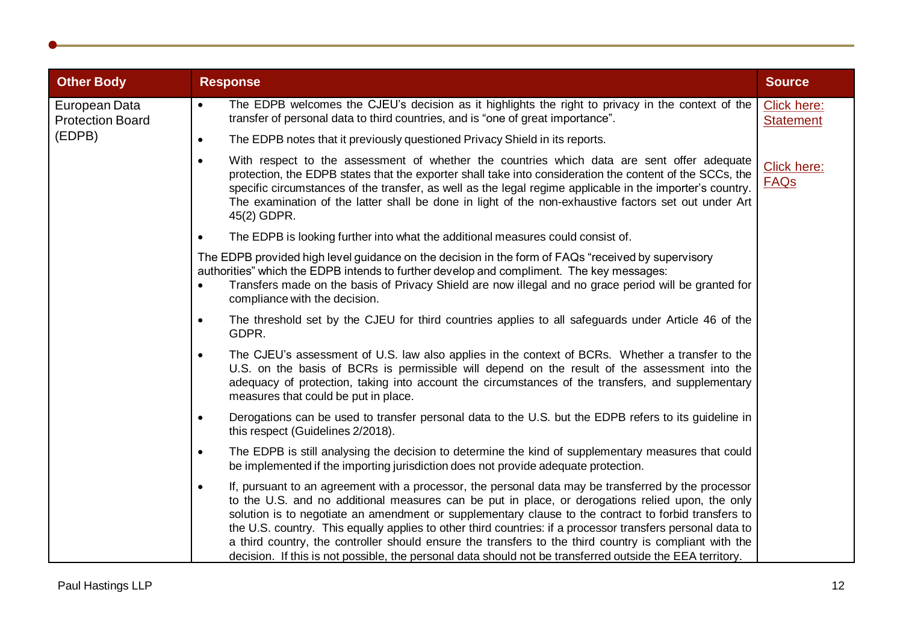| Other Body | Response | Source |
|---|---|---|
| European Data Protection Board (EDPB) | • The EDPB welcomes the CJEU's decision as it highlights the right to privacy in the context of the transfer of personal data to third countries, and is "one of great importance".<br>• The EDPB notes that it previously questioned Privacy Shield in its reports.<br>• With respect to the assessment of whether the countries which data are sent offer adequate protection, the EDPB states that the exporter shall take into consideration the content of the SCCs, the specific circumstances of the transfer, as well as the legal regime applicable in the importer's country. The examination of the latter shall be done in light of the non-exhaustive factors set out under Art 45(2) GDPR.<br>• The EDPB is looking further into what the additional measures could consist of.<br><br>The EDPB provided high level guidance on the decision in the form of FAQs "received by supervisory authorities" which the EDPB intends to further develop and compliment. The key messages:<br>• Transfers made on the basis of Privacy Shield are now illegal and no grace period will be granted for compliance with the decision.<br>• The threshold set by the CJEU for third countries applies to all safeguards under Article 46 of the GDPR.<br>• The CJEU's assessment of U.S. law also applies in the context of BCRs. Whether a transfer to the U.S. on the basis of BCRs is permissible will depend on the result of the assessment into the adequacy of protection, taking into account the circumstances of the transfers, and supplementary measures that could be put in place.<br>• Derogations can be used to transfer personal data to the U.S. but the EDPB refers to its guideline in this respect (Guidelines 2/2018).<br>• The EDPB is still analysing the decision to determine the kind of supplementary measures that could be implemented if the importing jurisdiction does not provide adequate protection.<br>• If, pursuant to an agreement with a processor, the personal data may be transferred by the processor to the U.S. and no additional measures can be put in place, or derogations relied upon, the only solution is to negotiate an amendment or supplementary clause to the contract to forbid transfers to the U.S. country. This equally applies to other third countries: if a processor transfers personal data to a third country, the controller should ensure the transfers to the third country is compliant with the decision. If this is not possible, the personal data should not be transferred outside the EEA territory. | Click here: Statement<br><br>Click here: FAQs |

Paul Hastings LLP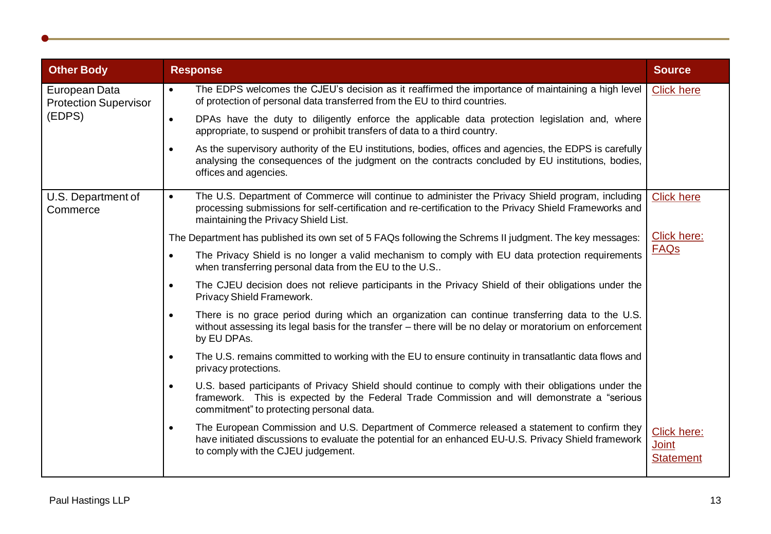| Other Body | Response | Source |
| --- | --- | --- |
| European Data Protection Supervisor (EDPS) | • The EDPS welcomes the CJEU's decision as it reaffirmed the importance of maintaining a high level of protection of personal data transferred from the EU to third countries.<br>• DPAs have the duty to diligently enforce the applicable data protection legislation and, where appropriate, to suspend or prohibit transfers of data to a third country.<br>• As the supervisory authority of the EU institutions, bodies, offices and agencies, the EDPS is carefully analysing the consequences of the judgment on the contracts concluded by EU institutions, bodies, offices and agencies. | Click here |
| U.S. Department of Commerce | • The U.S. Department of Commerce will continue to administer the Privacy Shield program, including processing submissions for self-certification and re-certification to the Privacy Shield Frameworks and maintaining the Privacy Shield List. | Click here |
| | The Department has published its own set of 5 FAQs following the Schrems II judgment. The key messages:<br>• The Privacy Shield is no longer a valid mechanism to comply with EU data protection requirements when transferring personal data from the EU to the U.S..<br>• The CJEU decision does not relieve participants in the Privacy Shield of their obligations under the Privacy Shield Framework.<br>• There is no grace period during which an organization can continue transferring data to the U.S. without assessing its legal basis for the transfer – there will be no delay or moratorium on enforcement by EU DPAs.<br>• The U.S. remains committed to working with the EU to ensure continuity in transatlantic data flows and privacy protections.<br>• U.S. based participants of Privacy Shield should continue to comply with their obligations under the framework. This is expected by the Federal Trade Commission and will demonstrate a "serious commitment" to protecting personal data. | Click here: FAQs |
| | • The European Commission and U.S. Department of Commerce released a statement to confirm they have initiated discussions to evaluate the potential for an enhanced EU-U.S. Privacy Shield framework to comply with the CJEU judgement. | Click here: Joint Statement |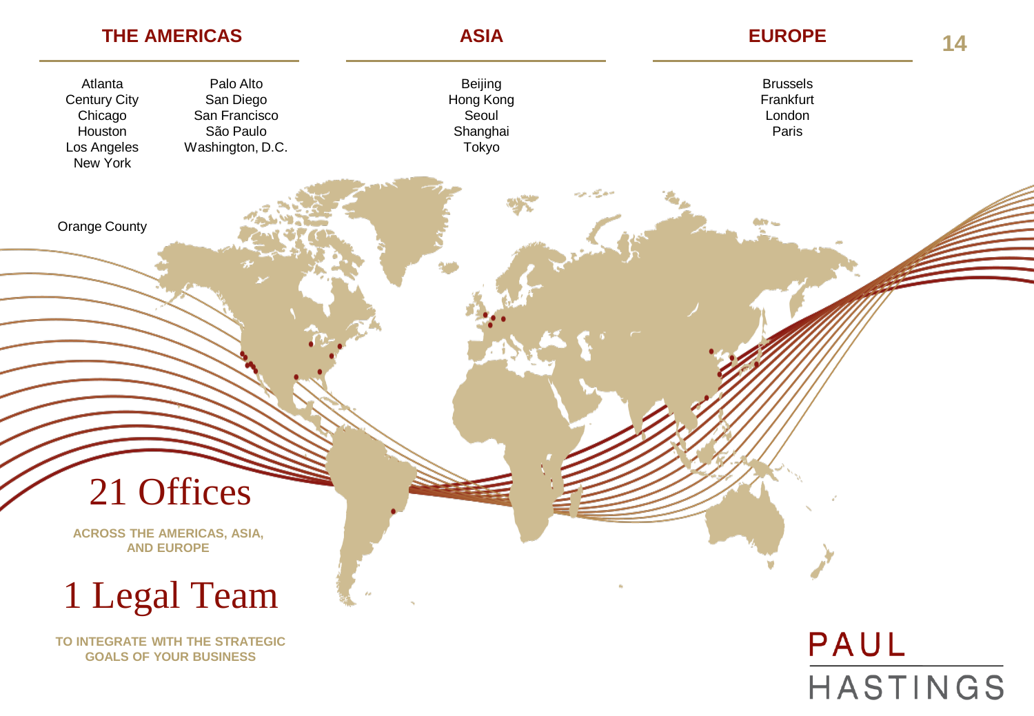## THE AMERICAS

Atlanta
Century City
Chicago
Houston
Los Angeles
New York
Orange County
Palo Alto
San Diego
San Francisco
São Paulo
Washington, D.C.

## ASIA

Beijing
Hong Kong
Seoul
Shanghai
Tokyo

## EUROPE

Brussels
Frankfurt
London
Paris

# 21 Offices

**ACROSS THE AMERICAS, ASIA, AND EUROPE**

# 1 Legal Team

**TO INTEGRATE WITH THE STRATEGIC GOALS OF YOUR BUSINESS**

PAUL HASTINGS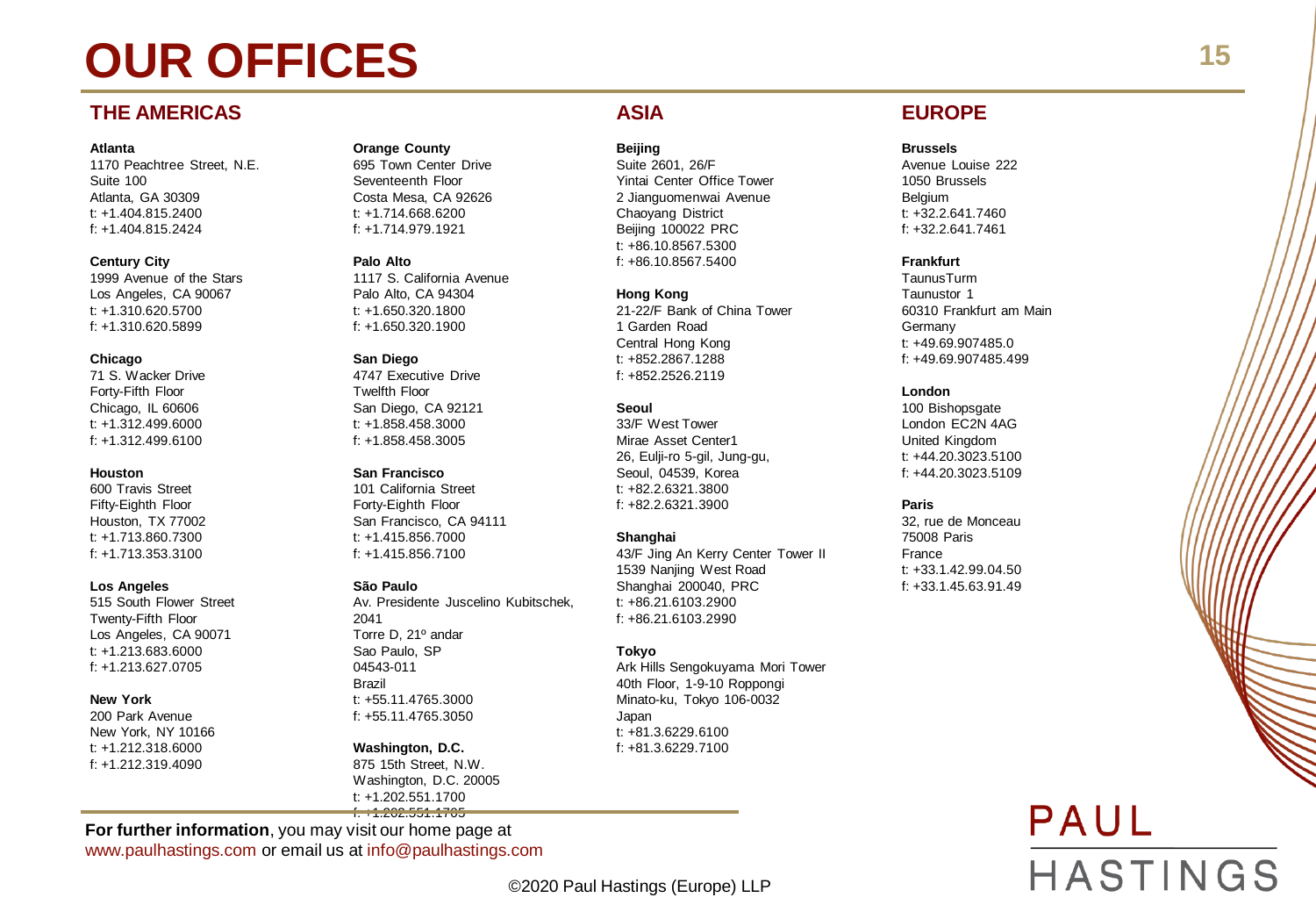# OUR OFFICES

## THE AMERICAS

**Atlanta**
1170 Peachtree Street, N.E.
Suite 100
Atlanta, GA 30309
t: +1.404.815.2400
f: +1.404.815.2424

**Century City**
1999 Avenue of the Stars
Los Angeles, CA 90067
t: +1.310.620.5700
f: +1.310.620.5899

**Chicago**
71 S. Wacker Drive
Forty-Fifth Floor
Chicago, IL 60606
t: +1.312.499.6000
f: +1.312.499.6100

**Houston**
600 Travis Street
Fifty-Eighth Floor
Houston, TX 77002
t: +1.713.860.7300
f: +1.713.353.3100

**Los Angeles**
515 South Flower Street
Twenty-Fifth Floor
Los Angeles, CA 90071
t: +1.213.683.6000
f: +1.213.627.0705

**New York**
200 Park Avenue
New York, NY 10166
t: +1.212.318.6000
f: +1.212.319.4090

**Orange County**
695 Town Center Drive
Seventeenth Floor
Costa Mesa, CA 92626
t: +1.714.668.6200
f: +1.714.979.1921

**Palo Alto**
1117 S. California Avenue
Palo Alto, CA 94304
t: +1.650.320.1800
f: +1.650.320.1900

**San Diego**
4747 Executive Drive
Twelfth Floor
San Diego, CA 92121
t: +1.858.458.3000
f: +1.858.458.3005

**San Francisco**
101 California Street
Forty-Eighth Floor
San Francisco, CA 94111
t: +1.415.856.7000
f: +1.415.856.7100

**São Paulo**
Av. Presidente Juscelino Kubitschek, 2041
Torre D, 21º andar
Sao Paulo, SP
04543-011
Brazil
t: +55.11.4765.3000
f: +55.11.4765.3050

**Washington, D.C.**
875 15th Street, N.W.
Washington, D.C. 20005
t: +1.202.551.1700
f: +1.202.551.1705

## ASIA

**Beijing**
Suite 2601, 26/F
Yintai Center Office Tower
2 Jianguomenwai Avenue
Chaoyang District
Beijing 100022 PRC
t: +86.10.8567.5300
f: +86.10.8567.5400

**Hong Kong**
21-22/F Bank of China Tower
1 Garden Road
Central Hong Kong
t: +852.2867.1288
f: +852.2526.2119

**Seoul**
33/F West Tower
Mirae Asset Center1
26, Eulji-ro 5-gil, Jung-gu,
Seoul, 04539, Korea
t: +82.2.6321.3800
f: +82.2.6321.3900

**Shanghai**
43/F Jing An Kerry Center Tower II
1539 Nanjing West Road
Shanghai 200040, PRC
t: +86.21.6103.2900
f: +86.21.6103.2990

**Tokyo**
Ark Hills Sengokuyama Mori Tower
40th Floor, 1-9-10 Roppongi
Minato-ku, Tokyo 106-0032
Japan
t: +81.3.6229.6100
f: +81.3.6229.7100

## EUROPE

**Brussels**
Avenue Louise 222
1050 Brussels
Belgium
t: +32.2.641.7460
f: +32.2.641.7461

**Frankfurt**
TaunusTurm
Taunustor 1
60310 Frankfurt am Main
Germany
t: +49.69.907485.0
f: +49.69.907485.499

**London**
100 Bishopsgate
London EC2N 4AG
United Kingdom
t: +44.20.3023.5100
f: +44.20.3023.5109

**Paris**
32, rue de Monceau
75008 Paris
France
t: +33.1.42.99.04.50
f: +33.1.45.63.91.49

**For further information**, you may visit our home page at www.paulhastings.com or email us at info@paulhastings.com

©2020 Paul Hastings (Europe) LLP

PAUL HASTINGS